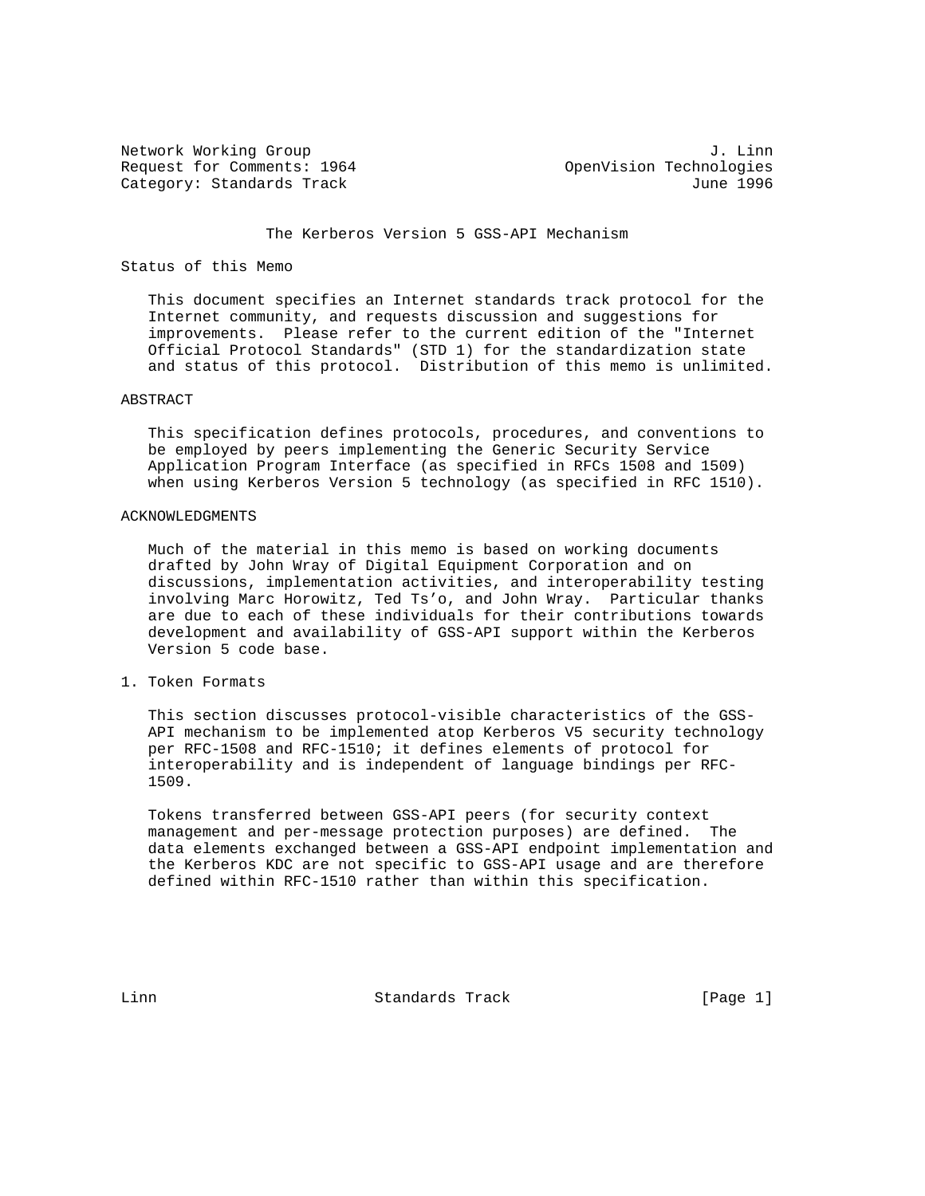Network Working Group J. Linn
Request for Comments: 1964 OpenVision Technologies
Category: Standards Track June 1996

# The Kerberos Version 5 GSS-API Mechanism

## Status of this Memo

This document specifies an Internet standards track protocol for the Internet community, and requests discussion and suggestions for improvements. Please refer to the current edition of the "Internet Official Protocol Standards" (STD 1) for the standardization state and status of this protocol. Distribution of this memo is unlimited.

## ABSTRACT

This specification defines protocols, procedures, and conventions to be employed by peers implementing the Generic Security Service Application Program Interface (as specified in RFCs 1508 and 1509) when using Kerberos Version 5 technology (as specified in RFC 1510).

## ACKNOWLEDGMENTS

Much of the material in this memo is based on working documents drafted by John Wray of Digital Equipment Corporation and on discussions, implementation activities, and interoperability testing involving Marc Horowitz, Ted Ts'o, and John Wray. Particular thanks are due to each of these individuals for their contributions towards development and availability of GSS-API support within the Kerberos Version 5 code base.

## 1. Token Formats

This section discusses protocol-visible characteristics of the GSS-API mechanism to be implemented atop Kerberos V5 security technology per RFC-1508 and RFC-1510; it defines elements of protocol for interoperability and is independent of language bindings per RFC-1509.

Tokens transferred between GSS-API peers (for security context management and per-message protection purposes) are defined. The data elements exchanged between a GSS-API endpoint implementation and the Kerberos KDC are not specific to GSS-API usage and are therefore defined within RFC-1510 rather than within this specification.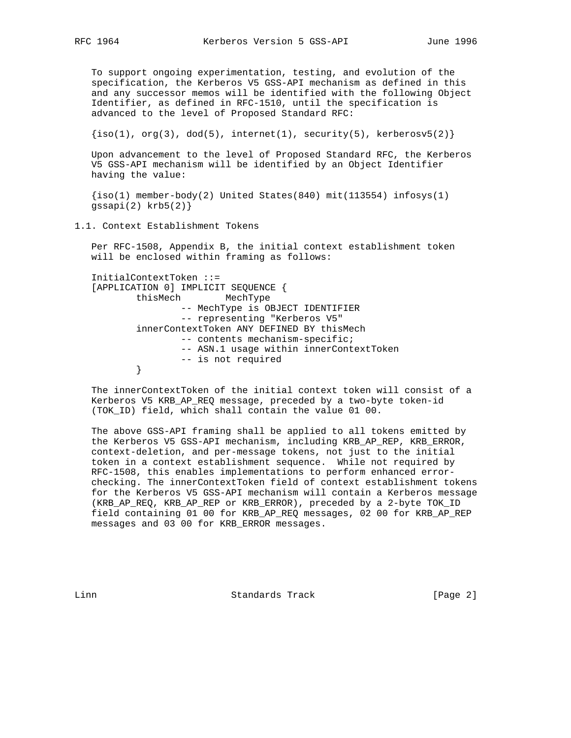To support ongoing experimentation, testing, and evolution of the specification, the Kerberos V5 GSS-API mechanism as defined in this and any successor memos will be identified with the following Object Identifier, as defined in RFC-1510, until the specification is advanced to the level of Proposed Standard RFC:

{iso(1), org(3), dod(5), internet(1), security(5), kerberosv5(2)}

Upon advancement to the level of Proposed Standard RFC, the Kerberos V5 GSS-API mechanism will be identified by an Object Identifier having the value:

{iso(1) member-body(2) United States(840) mit(113554) infosys(1) gssapi(2) krb5(2)}

## 1.1. Context Establishment Tokens

Per RFC-1508, Appendix B, the initial context establishment token will be enclosed within framing as follows:

```
InitialContextToken ::=
[APPLICATION 0] IMPLICIT SEQUENCE {
        thisMech        MechType
                -- MechType is OBJECT IDENTIFIER
                -- representing "Kerberos V5"
        innerContextToken ANY DEFINED BY thisMech
                -- contents mechanism-specific;
                -- ASN.1 usage within innerContextToken
                -- is not required
        }
```

The innerContextToken of the initial context token will consist of a Kerberos V5 KRB_AP_REQ message, preceded by a two-byte token-id (TOK_ID) field, which shall contain the value 01 00.

The above GSS-API framing shall be applied to all tokens emitted by the Kerberos V5 GSS-API mechanism, including KRB_AP_REP, KRB_ERROR, context-deletion, and per-message tokens, not just to the initial token in a context establishment sequence. While not required by RFC-1508, this enables implementations to perform enhanced error-checking. The innerContextToken field of context establishment tokens for the Kerberos V5 GSS-API mechanism will contain a Kerberos message (KRB_AP_REQ, KRB_AP_REP or KRB_ERROR), preceded by a 2-byte TOK_ID field containing 01 00 for KRB_AP_REQ messages, 02 00 for KRB_AP_REP messages and 03 00 for KRB_ERROR messages.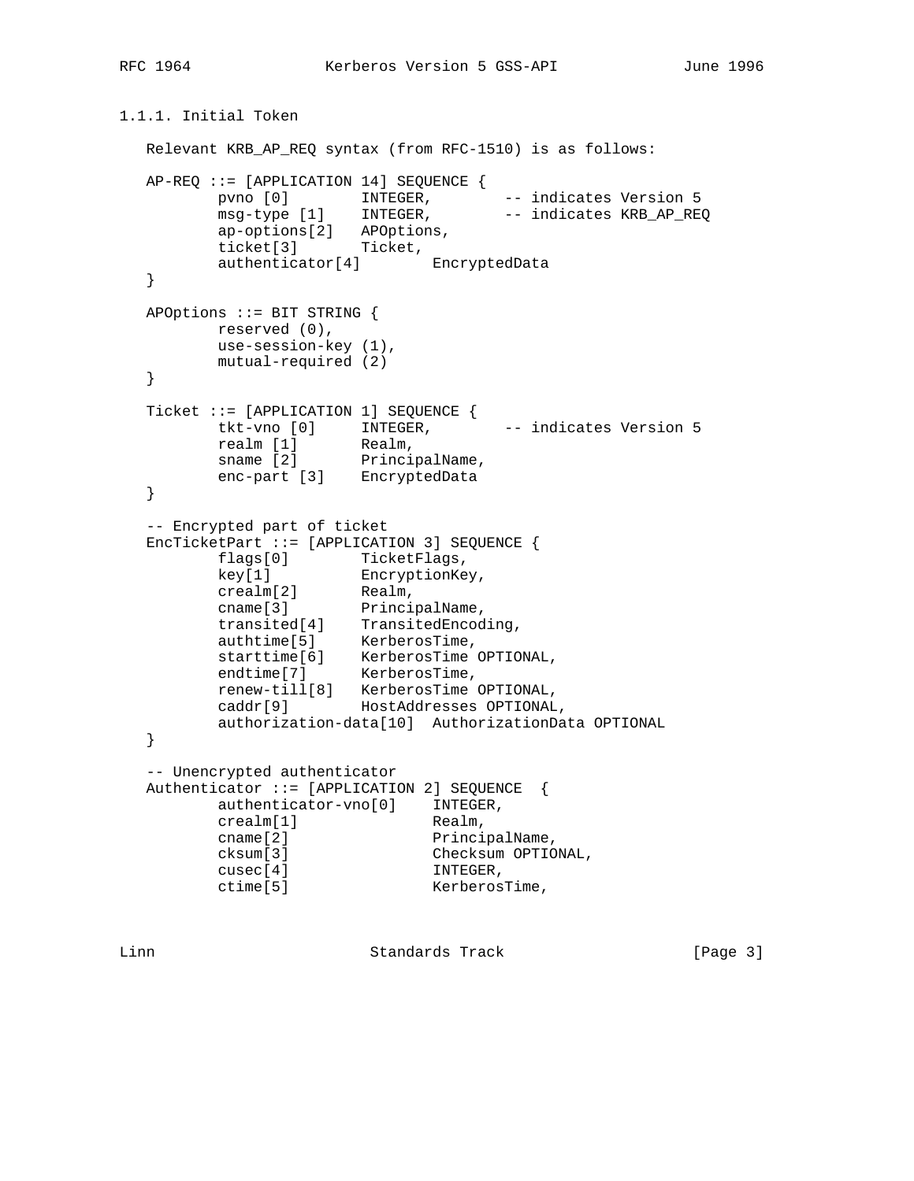### 1.1.1. Initial Token

Relevant KRB_AP_REQ syntax (from RFC-1510) is as follows:

```
AP-REQ ::= [APPLICATION 14] SEQUENCE {
        pvno [0]        INTEGER,        -- indicates Version 5
        msg-type [1]    INTEGER,        -- indicates KRB_AP_REQ
        ap-options[2]   APOptions,
        ticket[3]       Ticket,
        authenticator[4]        EncryptedData
}

APOptions ::= BIT STRING {
        reserved (0),
        use-session-key (1),
        mutual-required (2)
}

Ticket ::= [APPLICATION 1] SEQUENCE {
        tkt-vno [0]     INTEGER,        -- indicates Version 5
        realm [1]       Realm,
        sname [2]       PrincipalName,
        enc-part [3]    EncryptedData
}

-- Encrypted part of ticket
EncTicketPart ::= [APPLICATION 3] SEQUENCE {
        flags[0]        TicketFlags,
        key[1]          EncryptionKey,
        crealm[2]       Realm,
        cname[3]        PrincipalName,
        transited[4]    TransitedEncoding,
        authtime[5]     KerberosTime,
        starttime[6]    KerberosTime OPTIONAL,
        endtime[7]      KerberosTime,
        renew-till[8]   KerberosTime OPTIONAL,
        caddr[9]        HostAddresses OPTIONAL,
        authorization-data[10]  AuthorizationData OPTIONAL
}

-- Unencrypted authenticator
Authenticator ::= [APPLICATION 2] SEQUENCE  {
        authenticator-vno[0]    INTEGER,
        crealm[1]               Realm,
        cname[2]                PrincipalName,
        cksum[3]                Checksum OPTIONAL,
        cusec[4]                INTEGER,
        ctime[5]                KerberosTime,
```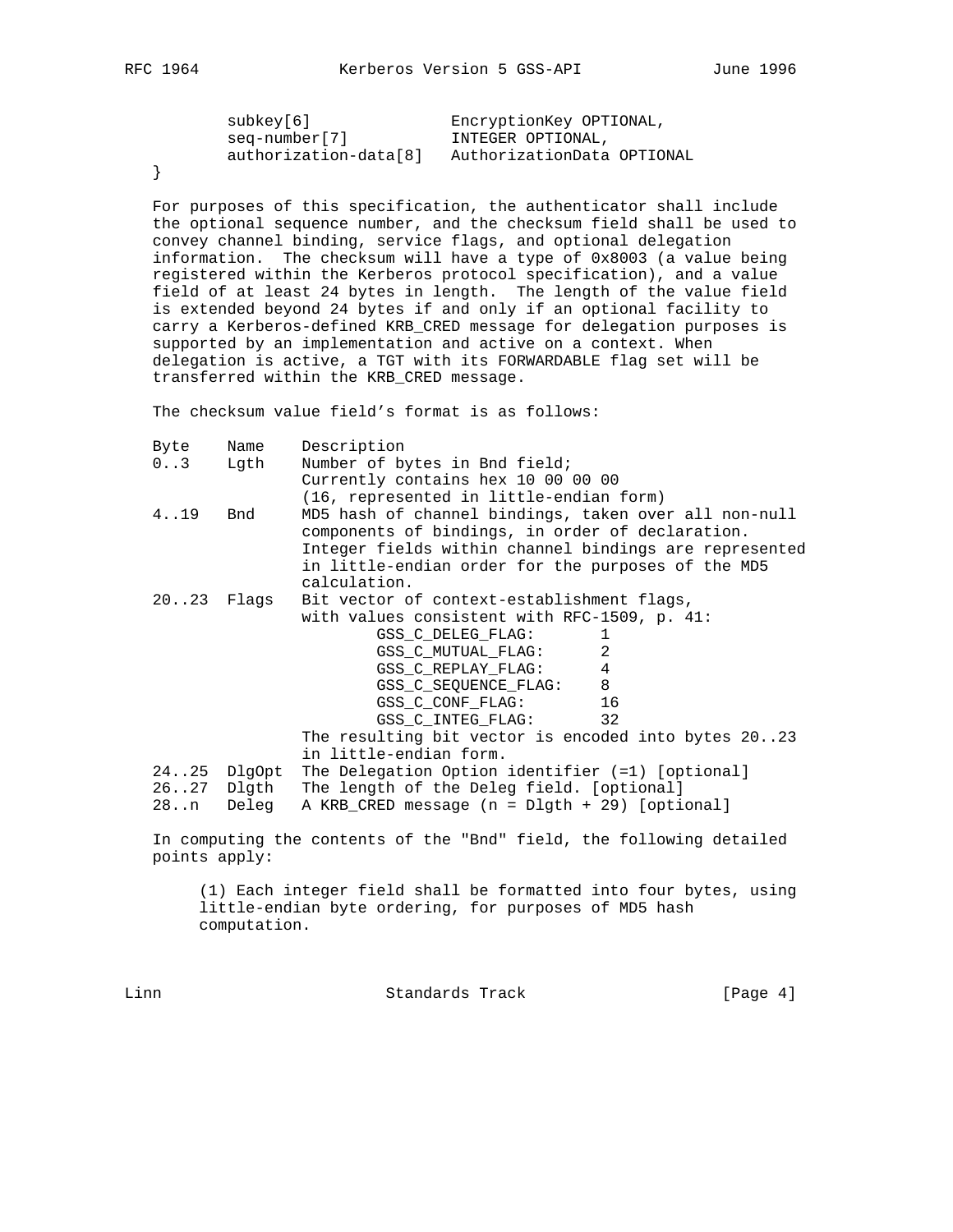```
      subkey[6]               EncryptionKey OPTIONAL,
      seq-number[7]           INTEGER OPTIONAL,
      authorization-data[8]   AuthorizationData OPTIONAL
}
```

For purposes of this specification, the authenticator shall include the optional sequence number, and the checksum field shall be used to convey channel binding, service flags, and optional delegation information. The checksum will have a type of 0x8003 (a value being registered within the Kerberos protocol specification), and a value field of at least 24 bytes in length. The length of the value field is extended beyond 24 bytes if and only if an optional facility to carry a Kerberos-defined KRB_CRED message for delegation purposes is supported by an implementation and active on a context. When delegation is active, a TGT with its FORWARDABLE flag set will be transferred within the KRB_CRED message.

The checksum value field's format is as follows:

```
Byte    Name    Description
0..3    Lgth    Number of bytes in Bnd field;
                Currently contains hex 10 00 00 00
                (16, represented in little-endian form)
4..19   Bnd     MD5 hash of channel bindings, taken over all non-null
                components of bindings, in order of declaration.
                Integer fields within channel bindings are represented
                in little-endian order for the purposes of the MD5
                calculation.
20..23  Flags   Bit vector of context-establishment flags,
                with values consistent with RFC-1509, p. 41:
                        GSS_C_DELEG_FLAG:       1
                        GSS_C_MUTUAL_FLAG:      2
                        GSS_C_REPLAY_FLAG:      4
                        GSS_C_SEQUENCE_FLAG:    8
                        GSS_C_CONF_FLAG:        16
                        GSS_C_INTEG_FLAG:       32
                The resulting bit vector is encoded into bytes 20..23
                in little-endian form.
24..25  DlgOpt  The Delegation Option identifier (=1) [optional]
26..27  Dlgth   The length of the Deleg field. [optional]
28..n   Deleg   A KRB_CRED message (n = Dlgth + 29) [optional]
```

In computing the contents of the "Bnd" field, the following detailed points apply:

(1) Each integer field shall be formatted into four bytes, using little-endian byte ordering, for purposes of MD5 hash computation.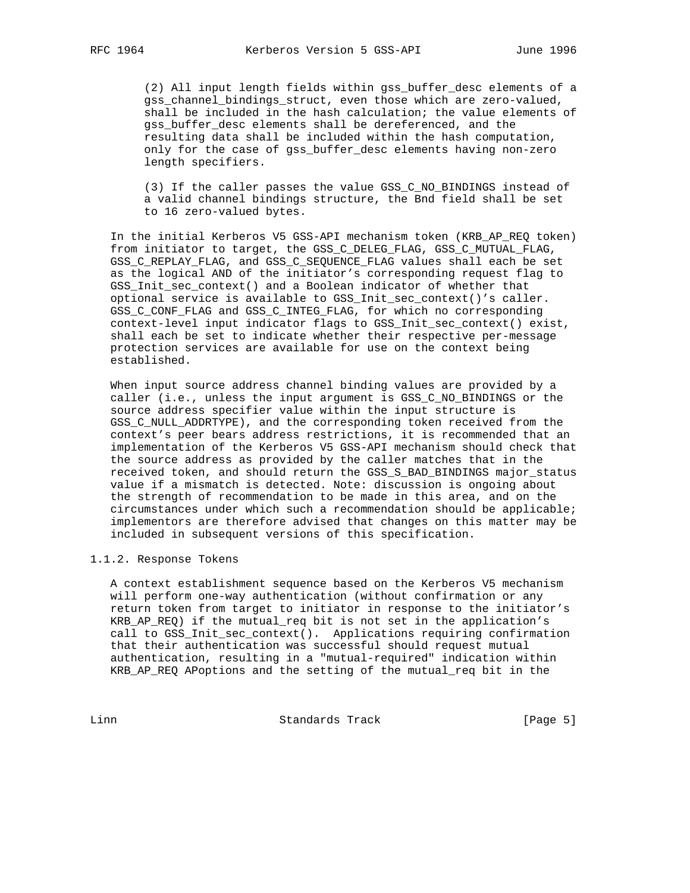(2) All input length fields within gss_buffer_desc elements of a gss_channel_bindings_struct, even those which are zero-valued, shall be included in the hash calculation; the value elements of gss_buffer_desc elements shall be dereferenced, and the resulting data shall be included within the hash computation, only for the case of gss_buffer_desc elements having non-zero length specifiers.

(3) If the caller passes the value GSS_C_NO_BINDINGS instead of a valid channel bindings structure, the Bnd field shall be set to 16 zero-valued bytes.

In the initial Kerberos V5 GSS-API mechanism token (KRB_AP_REQ token) from initiator to target, the GSS_C_DELEG_FLAG, GSS_C_MUTUAL_FLAG, GSS_C_REPLAY_FLAG, and GSS_C_SEQUENCE_FLAG values shall each be set as the logical AND of the initiator's corresponding request flag to GSS_Init_sec_context() and a Boolean indicator of whether that optional service is available to GSS_Init_sec_context()'s caller. GSS_C_CONF_FLAG and GSS_C_INTEG_FLAG, for which no corresponding context-level input indicator flags to GSS_Init_sec_context() exist, shall each be set to indicate whether their respective per-message protection services are available for use on the context being established.

When input source address channel binding values are provided by a caller (i.e., unless the input argument is GSS_C_NO_BINDINGS or the source address specifier value within the input structure is GSS_C_NULL_ADDRTYPE), and the corresponding token received from the context's peer bears address restrictions, it is recommended that an implementation of the Kerberos V5 GSS-API mechanism should check that the source address as provided by the caller matches that in the received token, and should return the GSS_S_BAD_BINDINGS major_status value if a mismatch is detected. Note: discussion is ongoing about the strength of recommendation to be made in this area, and on the circumstances under which such a recommendation should be applicable; implementors are therefore advised that changes on this matter may be included in subsequent versions of this specification.

### 1.1.2. Response Tokens

A context establishment sequence based on the Kerberos V5 mechanism will perform one-way authentication (without confirmation or any return token from target to initiator in response to the initiator's KRB_AP_REQ) if the mutual_req bit is not set in the application's call to GSS_Init_sec_context(). Applications requiring confirmation that their authentication was successful should request mutual authentication, resulting in a "mutual-required" indication within KRB_AP_REQ APoptions and the setting of the mutual_req bit in the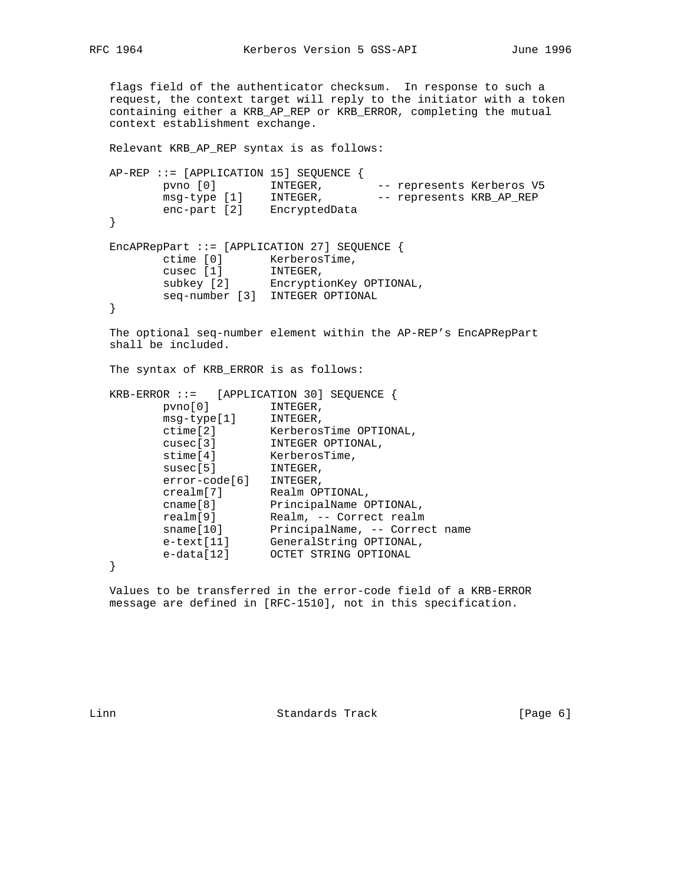flags field of the authenticator checksum. In response to such a request, the context target will reply to the initiator with a token containing either a KRB_AP_REP or KRB_ERROR, completing the mutual context establishment exchange.

Relevant KRB_AP_REP syntax is as follows:

```
AP-REP ::= [APPLICATION 15] SEQUENCE {
        pvno [0]        INTEGER,        -- represents Kerberos V5
        msg-type [1]    INTEGER,        -- represents KRB_AP_REP
        enc-part [2]    EncryptedData
}

EncAPRepPart ::= [APPLICATION 27] SEQUENCE {
        ctime [0]       KerberosTime,
        cusec [1]       INTEGER,
        subkey [2]      EncryptionKey OPTIONAL,
        seq-number [3]  INTEGER OPTIONAL
}
```

The optional seq-number element within the AP-REP's EncAPRepPart shall be included.

The syntax of KRB_ERROR is as follows:

```
KRB-ERROR ::=   [APPLICATION 30] SEQUENCE {
        pvno[0]         INTEGER,
        msg-type[1]     INTEGER,
        ctime[2]        KerberosTime OPTIONAL,
        cusec[3]        INTEGER OPTIONAL,
        stime[4]        KerberosTime,
        susec[5]        INTEGER,
        error-code[6]   INTEGER,
        crealm[7]       Realm OPTIONAL,
        cname[8]        PrincipalName OPTIONAL,
        realm[9]        Realm, -- Correct realm
        sname[10]       PrincipalName, -- Correct name
        e-text[11]      GeneralString OPTIONAL,
        e-data[12]      OCTET STRING OPTIONAL
}
```

Values to be transferred in the error-code field of a KRB-ERROR message are defined in [RFC-1510], not in this specification.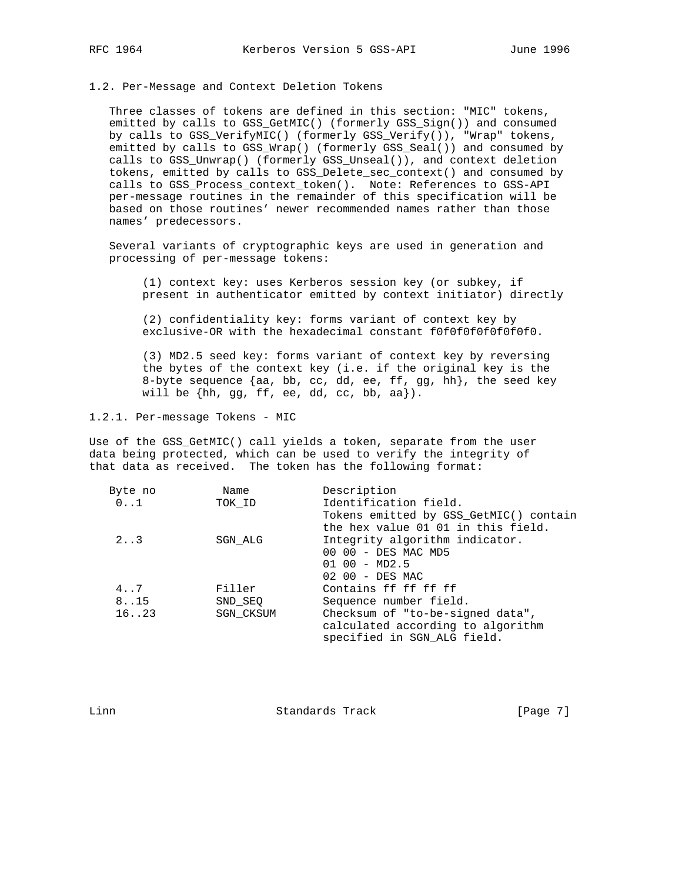### 1.2. Per-Message and Context Deletion Tokens

Three classes of tokens are defined in this section: "MIC" tokens, emitted by calls to GSS_GetMIC() (formerly GSS_Sign()) and consumed by calls to GSS_VerifyMIC() (formerly GSS_Verify()), "Wrap" tokens, emitted by calls to GSS_Wrap() (formerly GSS_Seal()) and consumed by calls to GSS_Unwrap() (formerly GSS_Unseal()), and context deletion tokens, emitted by calls to GSS_Delete_sec_context() and consumed by calls to GSS_Process_context_token(). Note: References to GSS-API per-message routines in the remainder of this specification will be based on those routines' newer recommended names rather than those names' predecessors.

Several variants of cryptographic keys are used in generation and processing of per-message tokens:

(1) context key: uses Kerberos session key (or subkey, if present in authenticator emitted by context initiator) directly

(2) confidentiality key: forms variant of context key by exclusive-OR with the hexadecimal constant f0f0f0f0f0f0f0f0.

(3) MD2.5 seed key: forms variant of context key by reversing the bytes of the context key (i.e. if the original key is the 8-byte sequence {aa, bb, cc, dd, ee, ff, gg, hh}, the seed key will be {hh, gg, ff, ee, dd, cc, bb, aa}).

#### 1.2.1. Per-message Tokens - MIC

Use of the GSS_GetMIC() call yields a token, separate from the user data being protected, which can be used to verify the integrity of that data as received. The token has the following format:

| Byte no | Name | Description |
|---|---|---|
| 0..1 | TOK_ID | Identification field. Tokens emitted by GSS_GetMIC() contain the hex value 01 01 in this field. |
| 2..3 | SGN_ALG | Integrity algorithm indicator.<br>00 00 - DES MAC MD5<br>01 00 - MD2.5<br>02 00 - DES MAC |
| 4..7 | Filler | Contains ff ff ff ff |
| 8..15 | SND_SEQ | Sequence number field. |
| 16..23 | SGN_CKSUM | Checksum of "to-be-signed data", calculated according to algorithm specified in SGN_ALG field. |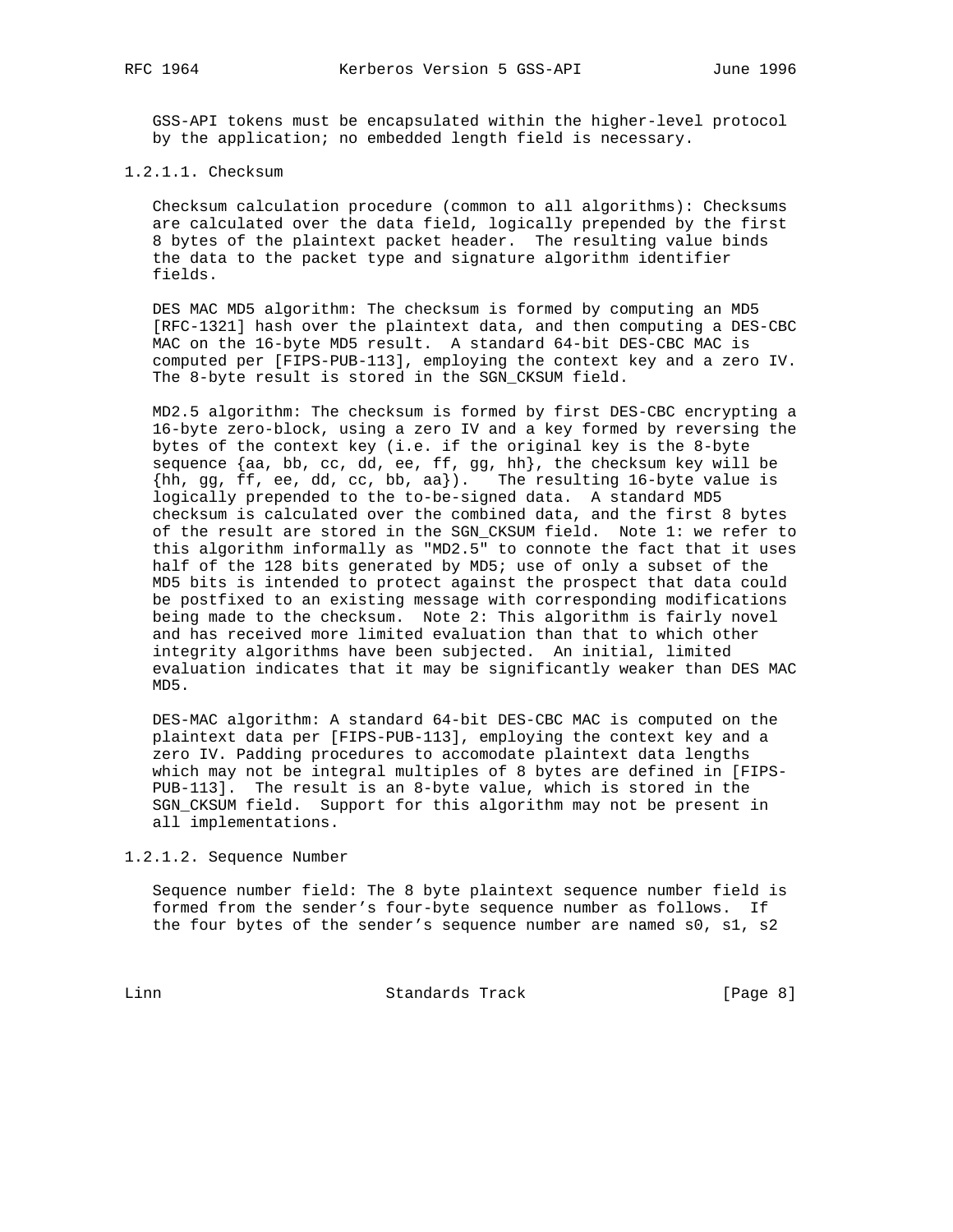GSS-API tokens must be encapsulated within the higher-level protocol by the application; no embedded length field is necessary.

#### 1.2.1.1. Checksum

Checksum calculation procedure (common to all algorithms): Checksums are calculated over the data field, logically prepended by the first 8 bytes of the plaintext packet header. The resulting value binds the data to the packet type and signature algorithm identifier fields.

DES MAC MD5 algorithm: The checksum is formed by computing an MD5 [RFC-1321] hash over the plaintext data, and then computing a DES-CBC MAC on the 16-byte MD5 result. A standard 64-bit DES-CBC MAC is computed per [FIPS-PUB-113], employing the context key and a zero IV. The 8-byte result is stored in the SGN_CKSUM field.

MD2.5 algorithm: The checksum is formed by first DES-CBC encrypting a 16-byte zero-block, using a zero IV and a key formed by reversing the bytes of the context key (i.e. if the original key is the 8-byte sequence {aa, bb, cc, dd, ee, ff, gg, hh}, the checksum key will be {hh, gg, ff, ee, dd, cc, bb, aa}). The resulting 16-byte value is logically prepended to the to-be-signed data. A standard MD5 checksum is calculated over the combined data, and the first 8 bytes of the result are stored in the SGN_CKSUM field. Note 1: we refer to this algorithm informally as "MD2.5" to connote the fact that it uses half of the 128 bits generated by MD5; use of only a subset of the MD5 bits is intended to protect against the prospect that data could be postfixed to an existing message with corresponding modifications being made to the checksum. Note 2: This algorithm is fairly novel and has received more limited evaluation than that to which other integrity algorithms have been subjected. An initial, limited evaluation indicates that it may be significantly weaker than DES MAC MD5.

DES-MAC algorithm: A standard 64-bit DES-CBC MAC is computed on the plaintext data per [FIPS-PUB-113], employing the context key and a zero IV. Padding procedures to accomodate plaintext data lengths which may not be integral multiples of 8 bytes are defined in [FIPS-PUB-113]. The result is an 8-byte value, which is stored in the SGN_CKSUM field. Support for this algorithm may not be present in all implementations.

#### 1.2.1.2. Sequence Number

Sequence number field: The 8 byte plaintext sequence number field is formed from the sender's four-byte sequence number as follows. If the four bytes of the sender's sequence number are named s0, s1, s2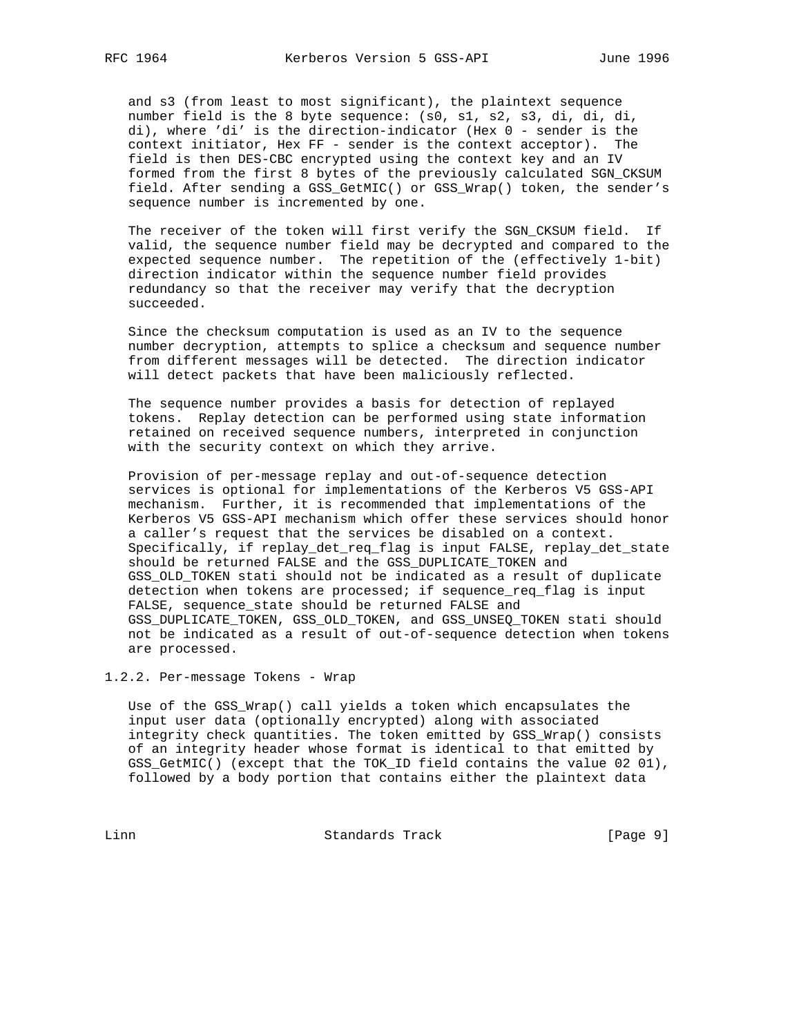and s3 (from least to most significant), the plaintext sequence number field is the 8 byte sequence: (s0, s1, s2, s3, di, di, di, di), where 'di' is the direction-indicator (Hex 0 - sender is the context initiator, Hex FF - sender is the context acceptor). The field is then DES-CBC encrypted using the context key and an IV formed from the first 8 bytes of the previously calculated SGN_CKSUM field. After sending a GSS_GetMIC() or GSS_Wrap() token, the sender's sequence number is incremented by one.

The receiver of the token will first verify the SGN_CKSUM field. If valid, the sequence number field may be decrypted and compared to the expected sequence number. The repetition of the (effectively 1-bit) direction indicator within the sequence number field provides redundancy so that the receiver may verify that the decryption succeeded.

Since the checksum computation is used as an IV to the sequence number decryption, attempts to splice a checksum and sequence number from different messages will be detected. The direction indicator will detect packets that have been maliciously reflected.

The sequence number provides a basis for detection of replayed tokens. Replay detection can be performed using state information retained on received sequence numbers, interpreted in conjunction with the security context on which they arrive.

Provision of per-message replay and out-of-sequence detection services is optional for implementations of the Kerberos V5 GSS-API mechanism. Further, it is recommended that implementations of the Kerberos V5 GSS-API mechanism which offer these services should honor a caller's request that the services be disabled on a context. Specifically, if replay_det_req_flag is input FALSE, replay_det_state should be returned FALSE and the GSS_DUPLICATE_TOKEN and GSS_OLD_TOKEN stati should not be indicated as a result of duplicate detection when tokens are processed; if sequence_req_flag is input FALSE, sequence_state should be returned FALSE and GSS_DUPLICATE_TOKEN, GSS_OLD_TOKEN, and GSS_UNSEQ_TOKEN stati should not be indicated as a result of out-of-sequence detection when tokens are processed.

### 1.2.2. Per-message Tokens - Wrap

Use of the GSS_Wrap() call yields a token which encapsulates the input user data (optionally encrypted) along with associated integrity check quantities. The token emitted by GSS_Wrap() consists of an integrity header whose format is identical to that emitted by GSS_GetMIC() (except that the TOK_ID field contains the value 02 01), followed by a body portion that contains either the plaintext data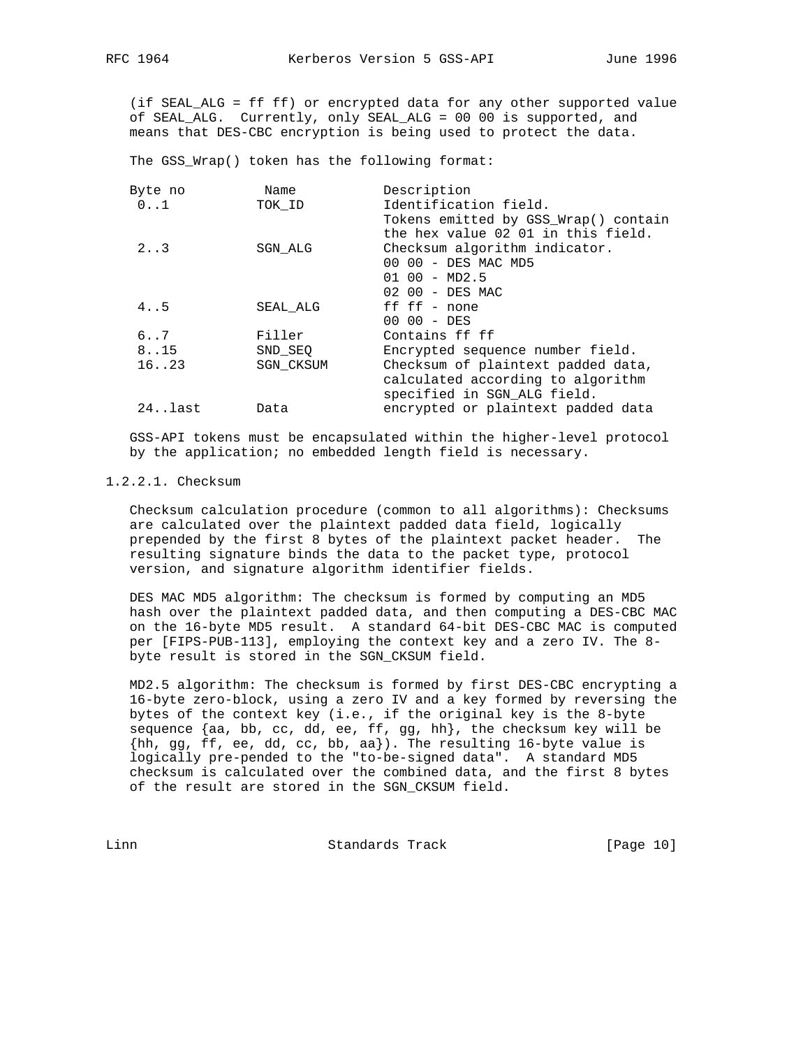(if SEAL_ALG = ff ff) or encrypted data for any other supported value of SEAL_ALG. Currently, only SEAL_ALG = 00 00 is supported, and means that DES-CBC encryption is being used to protect the data.

The GSS_Wrap() token has the following format:

| Byte no | Name | Description |
| --- | --- | --- |
| 0..1 | TOK_ID | Identification field. Tokens emitted by GSS_Wrap() contain the hex value 02 01 in this field. |
| 2..3 | SGN_ALG | Checksum algorithm indicator.<br>00 00 - DES MAC MD5<br>01 00 - MD2.5<br>02 00 - DES MAC |
| 4..5 | SEAL_ALG | ff ff - none<br>00 00 - DES |
| 6..7 | Filler | Contains ff ff |
| 8..15 | SND_SEQ | Encrypted sequence number field. |
| 16..23 | SGN_CKSUM | Checksum of plaintext padded data, calculated according to algorithm specified in SGN_ALG field. |
| 24..last | Data | encrypted or plaintext padded data |

GSS-API tokens must be encapsulated within the higher-level protocol by the application; no embedded length field is necessary.

#### 1.2.2.1. Checksum

Checksum calculation procedure (common to all algorithms): Checksums are calculated over the plaintext padded data field, logically prepended by the first 8 bytes of the plaintext packet header. The resulting signature binds the data to the packet type, protocol version, and signature algorithm identifier fields.

DES MAC MD5 algorithm: The checksum is formed by computing an MD5 hash over the plaintext padded data, and then computing a DES-CBC MAC on the 16-byte MD5 result. A standard 64-bit DES-CBC MAC is computed per [FIPS-PUB-113], employing the context key and a zero IV. The 8-byte result is stored in the SGN_CKSUM field.

MD2.5 algorithm: The checksum is formed by first DES-CBC encrypting a 16-byte zero-block, using a zero IV and a key formed by reversing the bytes of the context key (i.e., if the original key is the 8-byte sequence {aa, bb, cc, dd, ee, ff, gg, hh}, the checksum key will be {hh, gg, ff, ee, dd, cc, bb, aa}). The resulting 16-byte value is logically pre-pended to the "to-be-signed data". A standard MD5 checksum is calculated over the combined data, and the first 8 bytes of the result are stored in the SGN_CKSUM field.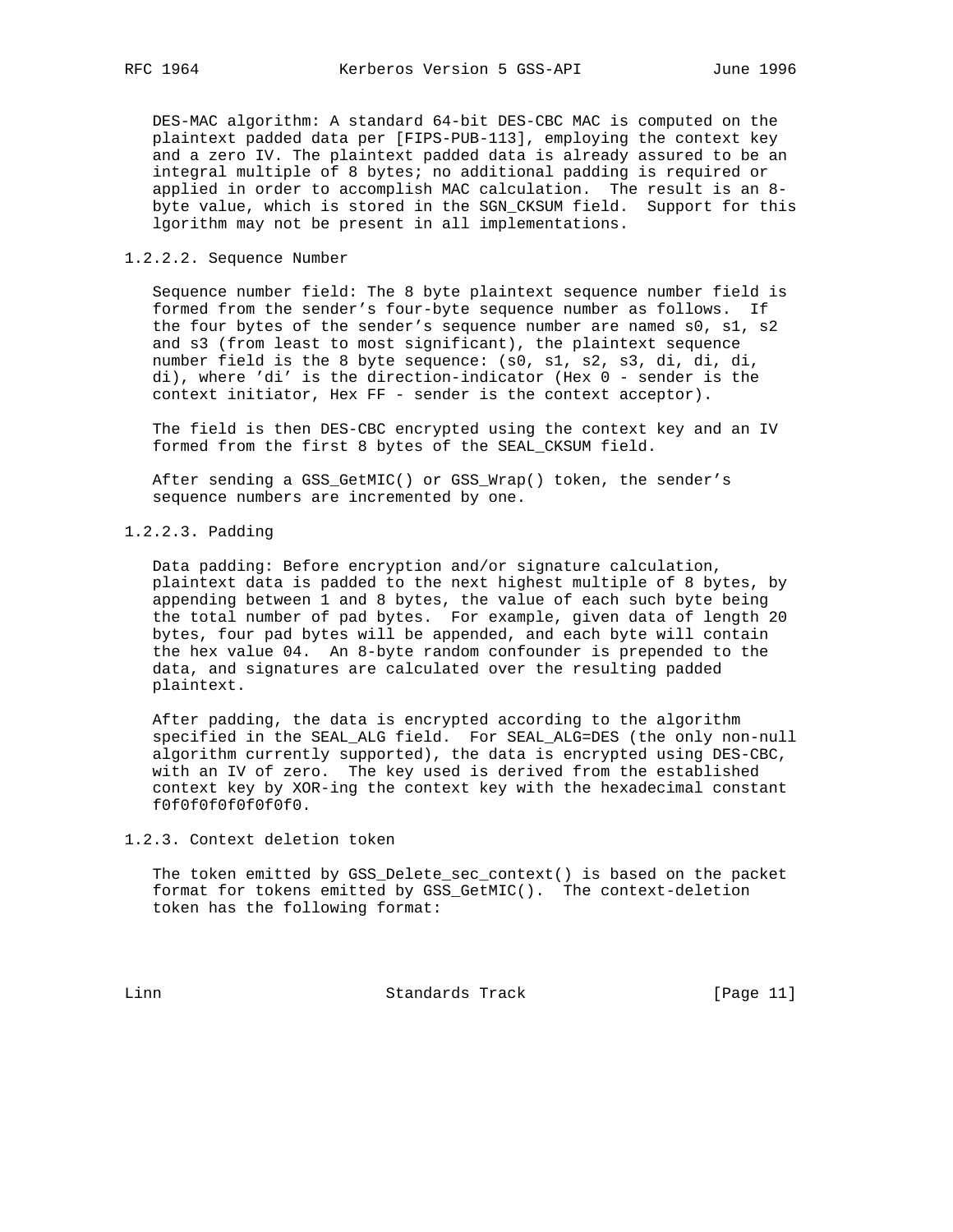DES-MAC algorithm: A standard 64-bit DES-CBC MAC is computed on the plaintext padded data per [FIPS-PUB-113], employing the context key and a zero IV. The plaintext padded data is already assured to be an integral multiple of 8 bytes; no additional padding is required or applied in order to accomplish MAC calculation. The result is an 8-byte value, which is stored in the SGN_CKSUM field. Support for this lgorithm may not be present in all implementations.

### 1.2.2.2. Sequence Number

Sequence number field: The 8 byte plaintext sequence number field is formed from the sender's four-byte sequence number as follows. If the four bytes of the sender's sequence number are named s0, s1, s2 and s3 (from least to most significant), the plaintext sequence number field is the 8 byte sequence: (s0, s1, s2, s3, di, di, di, di), where 'di' is the direction-indicator (Hex 0 - sender is the context initiator, Hex FF - sender is the context acceptor).

The field is then DES-CBC encrypted using the context key and an IV formed from the first 8 bytes of the SEAL_CKSUM field.

After sending a GSS_GetMIC() or GSS_Wrap() token, the sender's sequence numbers are incremented by one.

### 1.2.2.3. Padding

Data padding: Before encryption and/or signature calculation, plaintext data is padded to the next highest multiple of 8 bytes, by appending between 1 and 8 bytes, the value of each such byte being the total number of pad bytes. For example, given data of length 20 bytes, four pad bytes will be appended, and each byte will contain the hex value 04. An 8-byte random confounder is prepended to the data, and signatures are calculated over the resulting padded plaintext.

After padding, the data is encrypted according to the algorithm specified in the SEAL_ALG field. For SEAL_ALG=DES (the only non-null algorithm currently supported), the data is encrypted using DES-CBC, with an IV of zero. The key used is derived from the established context key by XOR-ing the context key with the hexadecimal constant f0f0f0f0f0f0f0f0.

## 1.2.3. Context deletion token

The token emitted by GSS_Delete_sec_context() is based on the packet format for tokens emitted by GSS_GetMIC(). The context-deletion token has the following format: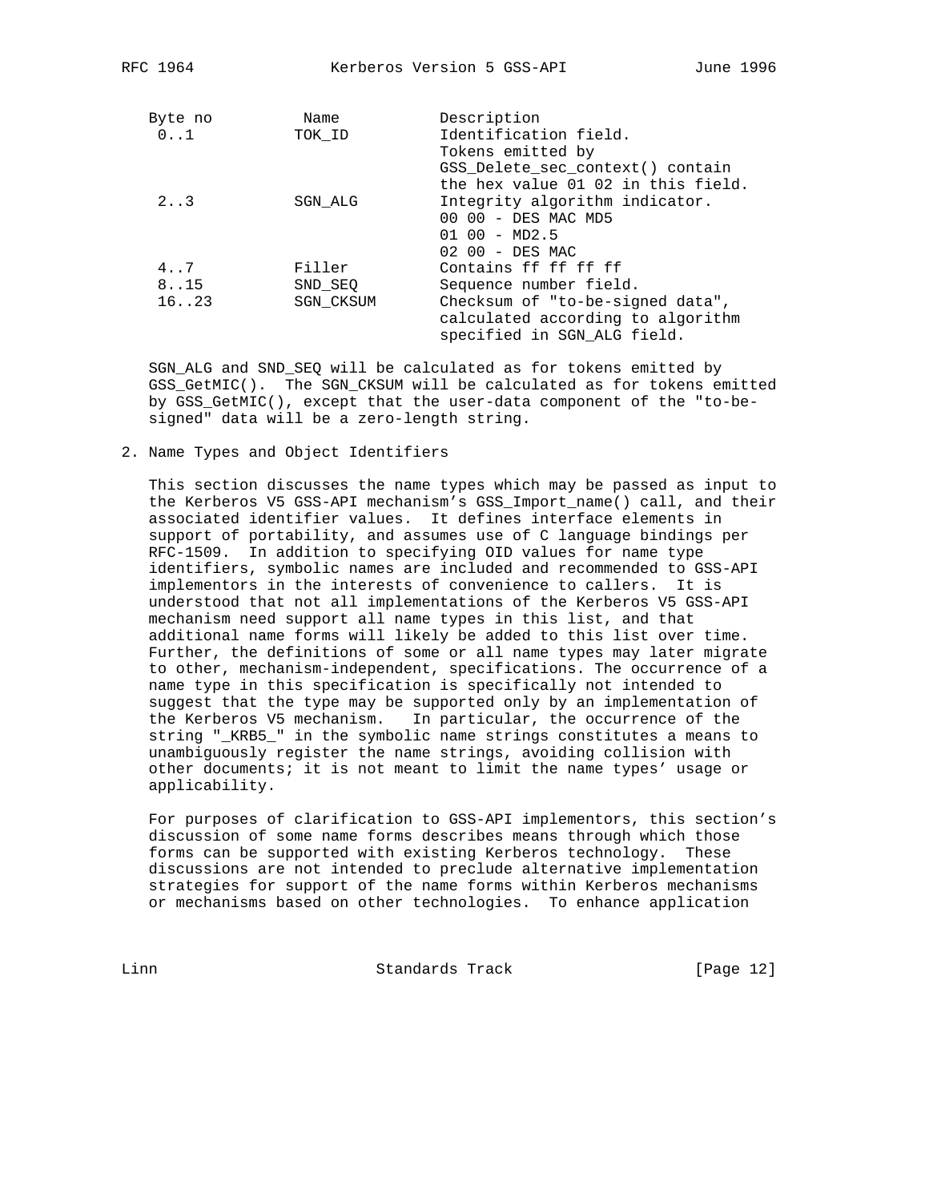| Byte no | Name | Description |
|---|---|---|
| 0..1 | TOK_ID | Identification field. Tokens emitted by GSS_Delete_sec_context() contain the hex value 01 02 in this field. |
| 2..3 | SGN_ALG | Integrity algorithm indicator. 00 00 - DES MAC MD5 01 00 - MD2.5 02 00 - DES MAC |
| 4..7 | Filler | Contains ff ff ff ff |
| 8..15 | SND_SEQ | Sequence number field. |
| 16..23 | SGN_CKSUM | Checksum of "to-be-signed data", calculated according to algorithm specified in SGN_ALG field. |

SGN_ALG and SND_SEQ will be calculated as for tokens emitted by GSS_GetMIC(). The SGN_CKSUM will be calculated as for tokens emitted by GSS_GetMIC(), except that the user-data component of the "to-be-signed" data will be a zero-length string.

## 2. Name Types and Object Identifiers

This section discusses the name types which may be passed as input to the Kerberos V5 GSS-API mechanism's GSS_Import_name() call, and their associated identifier values. It defines interface elements in support of portability, and assumes use of C language bindings per RFC-1509. In addition to specifying OID values for name type identifiers, symbolic names are included and recommended to GSS-API implementors in the interests of convenience to callers. It is understood that not all implementations of the Kerberos V5 GSS-API mechanism need support all name types in this list, and that additional name forms will likely be added to this list over time. Further, the definitions of some or all name types may later migrate to other, mechanism-independent, specifications. The occurrence of a name type in this specification is specifically not intended to suggest that the type may be supported only by an implementation of the Kerberos V5 mechanism. In particular, the occurrence of the string "_KRB5_" in the symbolic name strings constitutes a means to unambiguously register the name strings, avoiding collision with other documents; it is not meant to limit the name types' usage or applicability.

For purposes of clarification to GSS-API implementors, this section's discussion of some name forms describes means through which those forms can be supported with existing Kerberos technology. These discussions are not intended to preclude alternative implementation strategies for support of the name forms within Kerberos mechanisms or mechanisms based on other technologies. To enhance application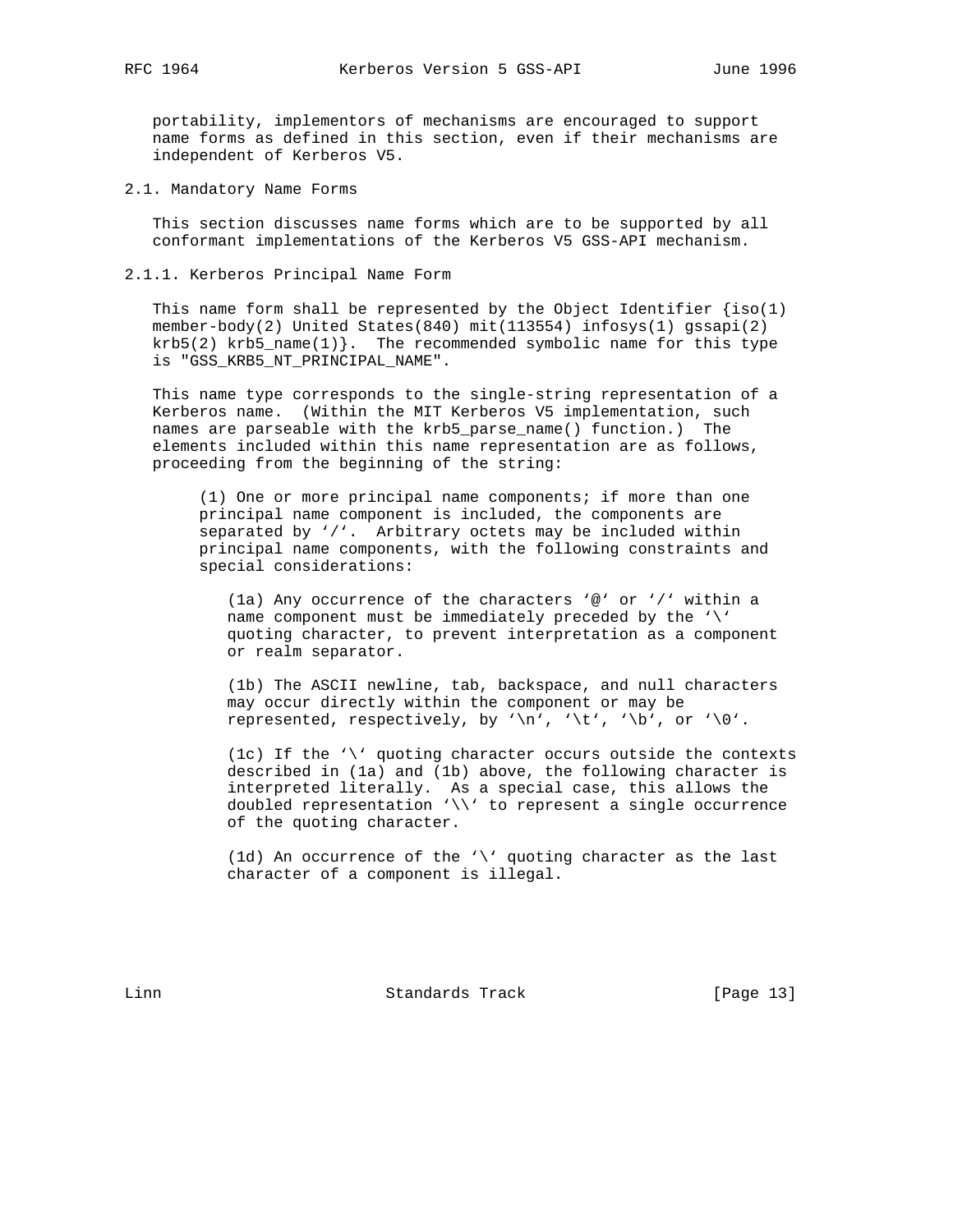portability, implementors of mechanisms are encouraged to support name forms as defined in this section, even if their mechanisms are independent of Kerberos V5.

## 2.1. Mandatory Name Forms

This section discusses name forms which are to be supported by all conformant implementations of the Kerberos V5 GSS-API mechanism.

### 2.1.1. Kerberos Principal Name Form

This name form shall be represented by the Object Identifier {iso(1) member-body(2) United States(840) mit(113554) infosys(1) gssapi(2) krb5(2) krb5_name(1)}. The recommended symbolic name for this type is "GSS_KRB5_NT_PRINCIPAL_NAME".

This name type corresponds to the single-string representation of a Kerberos name. (Within the MIT Kerberos V5 implementation, such names are parseable with the krb5_parse_name() function.) The elements included within this name representation are as follows, proceeding from the beginning of the string:

(1) One or more principal name components; if more than one principal name component is included, the components are separated by '/'. Arbitrary octets may be included within principal name components, with the following constraints and special considerations:

(1a) Any occurrence of the characters '@' or '/' within a name component must be immediately preceded by the '\' quoting character, to prevent interpretation as a component or realm separator.

(1b) The ASCII newline, tab, backspace, and null characters may occur directly within the component or may be represented, respectively, by '\n', '\t', '\b', or '\0'.

(1c) If the '\' quoting character occurs outside the contexts described in (1a) and (1b) above, the following character is interpreted literally. As a special case, this allows the doubled representation '\\' to represent a single occurrence of the quoting character.

(1d) An occurrence of the '\' quoting character as the last character of a component is illegal.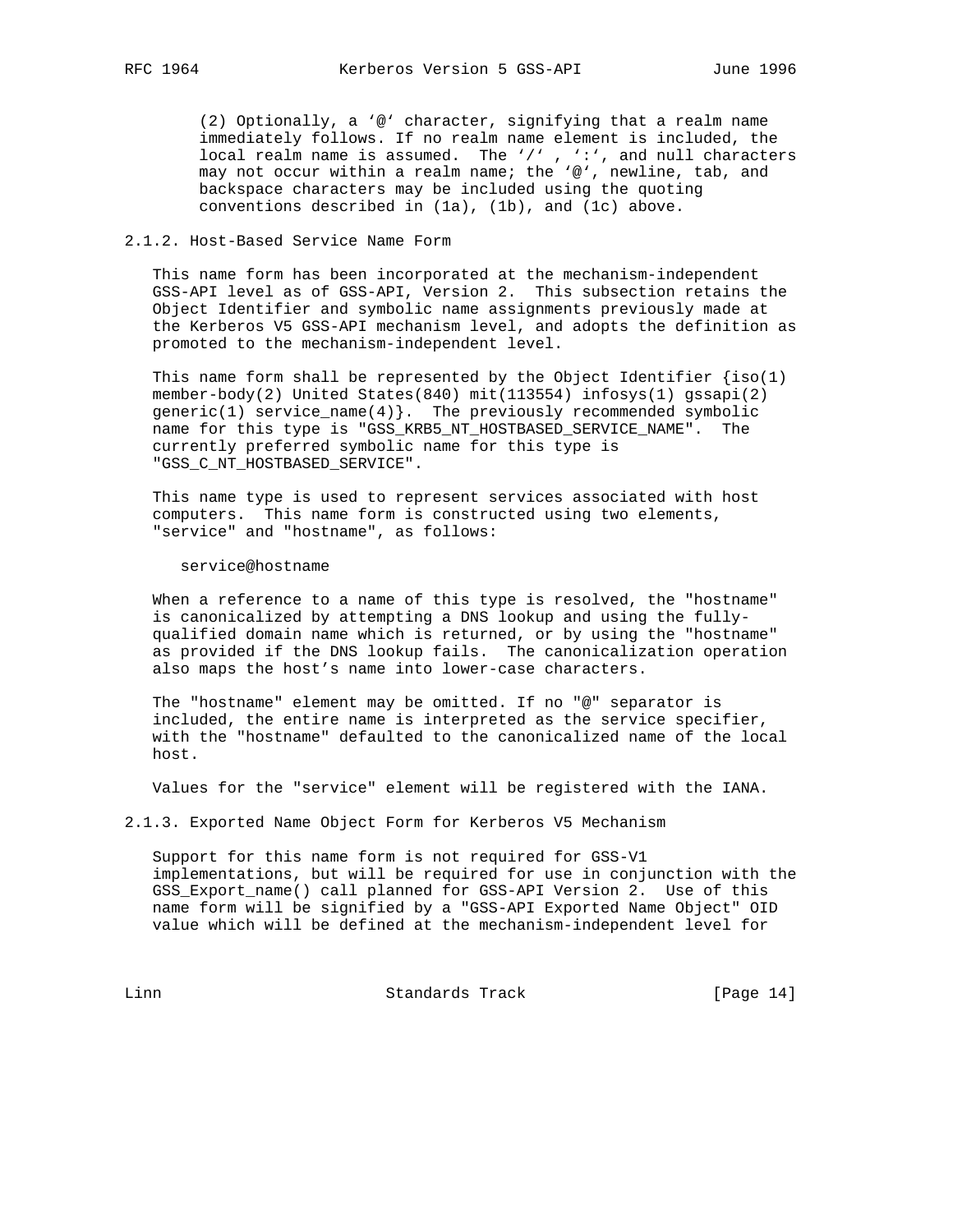(2) Optionally, a '@' character, signifying that a realm name immediately follows. If no realm name element is included, the local realm name is assumed. The '/' , ':', and null characters may not occur within a realm name; the '@', newline, tab, and backspace characters may be included using the quoting conventions described in (1a), (1b), and (1c) above.

### 2.1.2. Host-Based Service Name Form

This name form has been incorporated at the mechanism-independent GSS-API level as of GSS-API, Version 2. This subsection retains the Object Identifier and symbolic name assignments previously made at the Kerberos V5 GSS-API mechanism level, and adopts the definition as promoted to the mechanism-independent level.

This name form shall be represented by the Object Identifier {iso(1) member-body(2) United States(840) mit(113554) infosys(1) gssapi(2) generic(1) service_name(4)}. The previously recommended symbolic name for this type is "GSS_KRB5_NT_HOSTBASED_SERVICE_NAME". The currently preferred symbolic name for this type is "GSS_C_NT_HOSTBASED_SERVICE".

This name type is used to represent services associated with host computers. This name form is constructed using two elements, "service" and "hostname", as follows:

```
service@hostname
```

When a reference to a name of this type is resolved, the "hostname" is canonicalized by attempting a DNS lookup and using the fully-qualified domain name which is returned, or by using the "hostname" as provided if the DNS lookup fails. The canonicalization operation also maps the host's name into lower-case characters.

The "hostname" element may be omitted. If no "@" separator is included, the entire name is interpreted as the service specifier, with the "hostname" defaulted to the canonicalized name of the local host.

Values for the "service" element will be registered with the IANA.

### 2.1.3. Exported Name Object Form for Kerberos V5 Mechanism

Support for this name form is not required for GSS-V1 implementations, but will be required for use in conjunction with the GSS_Export_name() call planned for GSS-API Version 2. Use of this name form will be signified by a "GSS-API Exported Name Object" OID value which will be defined at the mechanism-independent level for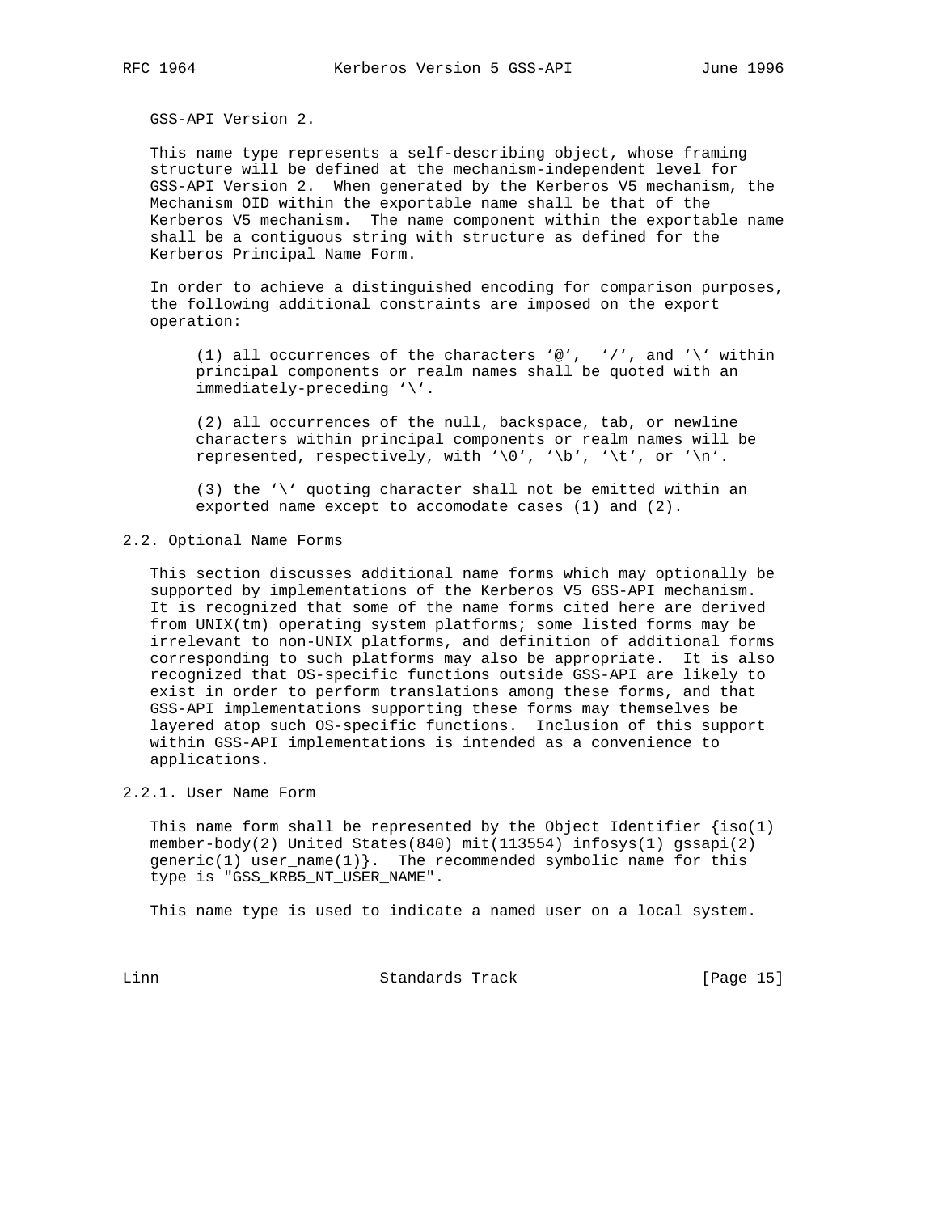GSS-API Version 2.

This name type represents a self-describing object, whose framing structure will be defined at the mechanism-independent level for GSS-API Version 2. When generated by the Kerberos V5 mechanism, the Mechanism OID within the exportable name shall be that of the Kerberos V5 mechanism. The name component within the exportable name shall be a contiguous string with structure as defined for the Kerberos Principal Name Form.

In order to achieve a distinguished encoding for comparison purposes, the following additional constraints are imposed on the export operation:

(1) all occurrences of the characters '@', '/', and '\' within principal components or realm names shall be quoted with an immediately-preceding '\'.

(2) all occurrences of the null, backspace, tab, or newline characters within principal components or realm names will be represented, respectively, with '\0', '\b', '\t', or '\n'.

(3) the '\' quoting character shall not be emitted within an exported name except to accomodate cases (1) and (2).

### 2.2. Optional Name Forms

This section discusses additional name forms which may optionally be supported by implementations of the Kerberos V5 GSS-API mechanism. It is recognized that some of the name forms cited here are derived from UNIX(tm) operating system platforms; some listed forms may be irrelevant to non-UNIX platforms, and definition of additional forms corresponding to such platforms may also be appropriate. It is also recognized that OS-specific functions outside GSS-API are likely to exist in order to perform translations among these forms, and that GSS-API implementations supporting these forms may themselves be layered atop such OS-specific functions. Inclusion of this support within GSS-API implementations is intended as a convenience to applications.

#### 2.2.1. User Name Form

This name form shall be represented by the Object Identifier {iso(1) member-body(2) United States(840) mit(113554) infosys(1) gssapi(2) generic(1) user_name(1)}. The recommended symbolic name for this type is "GSS_KRB5_NT_USER_NAME".

This name type is used to indicate a named user on a local system.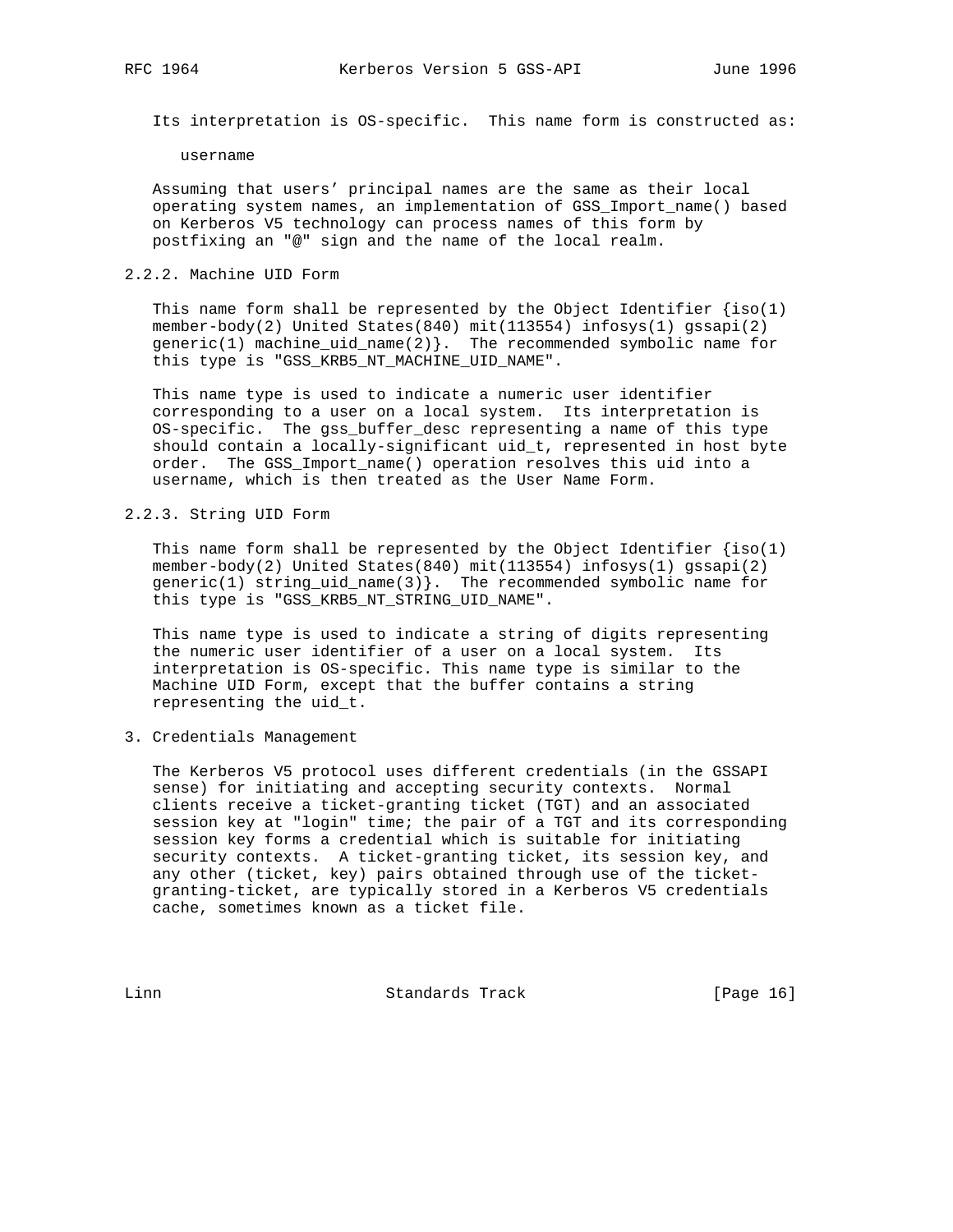Its interpretation is OS-specific. This name form is constructed as:

username

Assuming that users' principal names are the same as their local operating system names, an implementation of GSS_Import_name() based on Kerberos V5 technology can process names of this form by postfixing an "@" sign and the name of the local realm.

### 2.2.2. Machine UID Form

This name form shall be represented by the Object Identifier {iso(1) member-body(2) United States(840) mit(113554) infosys(1) gssapi(2) generic(1) machine_uid_name(2)}. The recommended symbolic name for this type is "GSS_KRB5_NT_MACHINE_UID_NAME".

This name type is used to indicate a numeric user identifier corresponding to a user on a local system. Its interpretation is OS-specific. The gss_buffer_desc representing a name of this type should contain a locally-significant uid_t, represented in host byte order. The GSS_Import_name() operation resolves this uid into a username, which is then treated as the User Name Form.

### 2.2.3. String UID Form

This name form shall be represented by the Object Identifier {iso(1) member-body(2) United States(840) mit(113554) infosys(1) gssapi(2) generic(1) string_uid_name(3)}. The recommended symbolic name for this type is "GSS_KRB5_NT_STRING_UID_NAME".

This name type is used to indicate a string of digits representing the numeric user identifier of a user on a local system. Its interpretation is OS-specific. This name type is similar to the Machine UID Form, except that the buffer contains a string representing the uid_t.

## 3. Credentials Management

The Kerberos V5 protocol uses different credentials (in the GSSAPI sense) for initiating and accepting security contexts. Normal clients receive a ticket-granting ticket (TGT) and an associated session key at "login" time; the pair of a TGT and its corresponding session key forms a credential which is suitable for initiating security contexts. A ticket-granting ticket, its session key, and any other (ticket, key) pairs obtained through use of the ticket-granting-ticket, are typically stored in a Kerberos V5 credentials cache, sometimes known as a ticket file.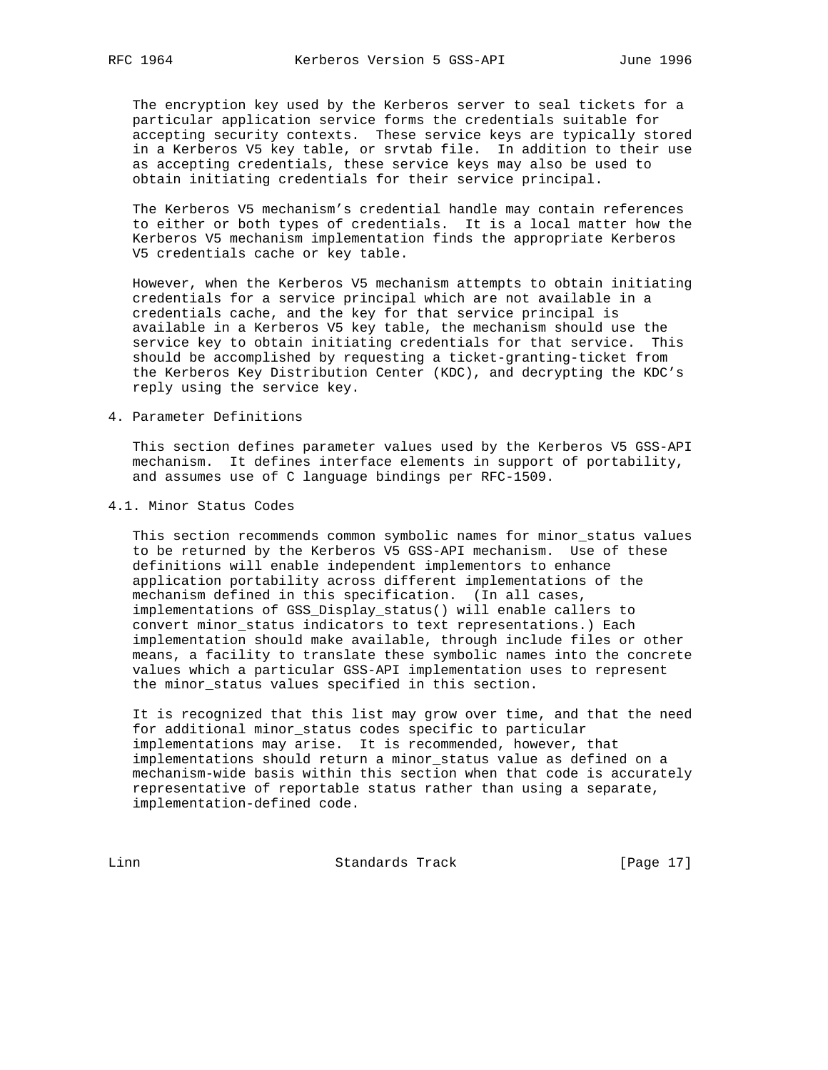The encryption key used by the Kerberos server to seal tickets for a particular application service forms the credentials suitable for accepting security contexts. These service keys are typically stored in a Kerberos V5 key table, or srvtab file. In addition to their use as accepting credentials, these service keys may also be used to obtain initiating credentials for their service principal.

The Kerberos V5 mechanism's credential handle may contain references to either or both types of credentials. It is a local matter how the Kerberos V5 mechanism implementation finds the appropriate Kerberos V5 credentials cache or key table.

However, when the Kerberos V5 mechanism attempts to obtain initiating credentials for a service principal which are not available in a credentials cache, and the key for that service principal is available in a Kerberos V5 key table, the mechanism should use the service key to obtain initiating credentials for that service. This should be accomplished by requesting a ticket-granting-ticket from the Kerberos Key Distribution Center (KDC), and decrypting the KDC's reply using the service key.

## 4. Parameter Definitions

This section defines parameter values used by the Kerberos V5 GSS-API mechanism. It defines interface elements in support of portability, and assumes use of C language bindings per RFC-1509.

### 4.1. Minor Status Codes

This section recommends common symbolic names for minor_status values to be returned by the Kerberos V5 GSS-API mechanism. Use of these definitions will enable independent implementors to enhance application portability across different implementations of the mechanism defined in this specification. (In all cases, implementations of GSS_Display_status() will enable callers to convert minor_status indicators to text representations.) Each implementation should make available, through include files or other means, a facility to translate these symbolic names into the concrete values which a particular GSS-API implementation uses to represent the minor_status values specified in this section.

It is recognized that this list may grow over time, and that the need for additional minor_status codes specific to particular implementations may arise. It is recommended, however, that implementations should return a minor_status value as defined on a mechanism-wide basis within this section when that code is accurately representative of reportable status rather than using a separate, implementation-defined code.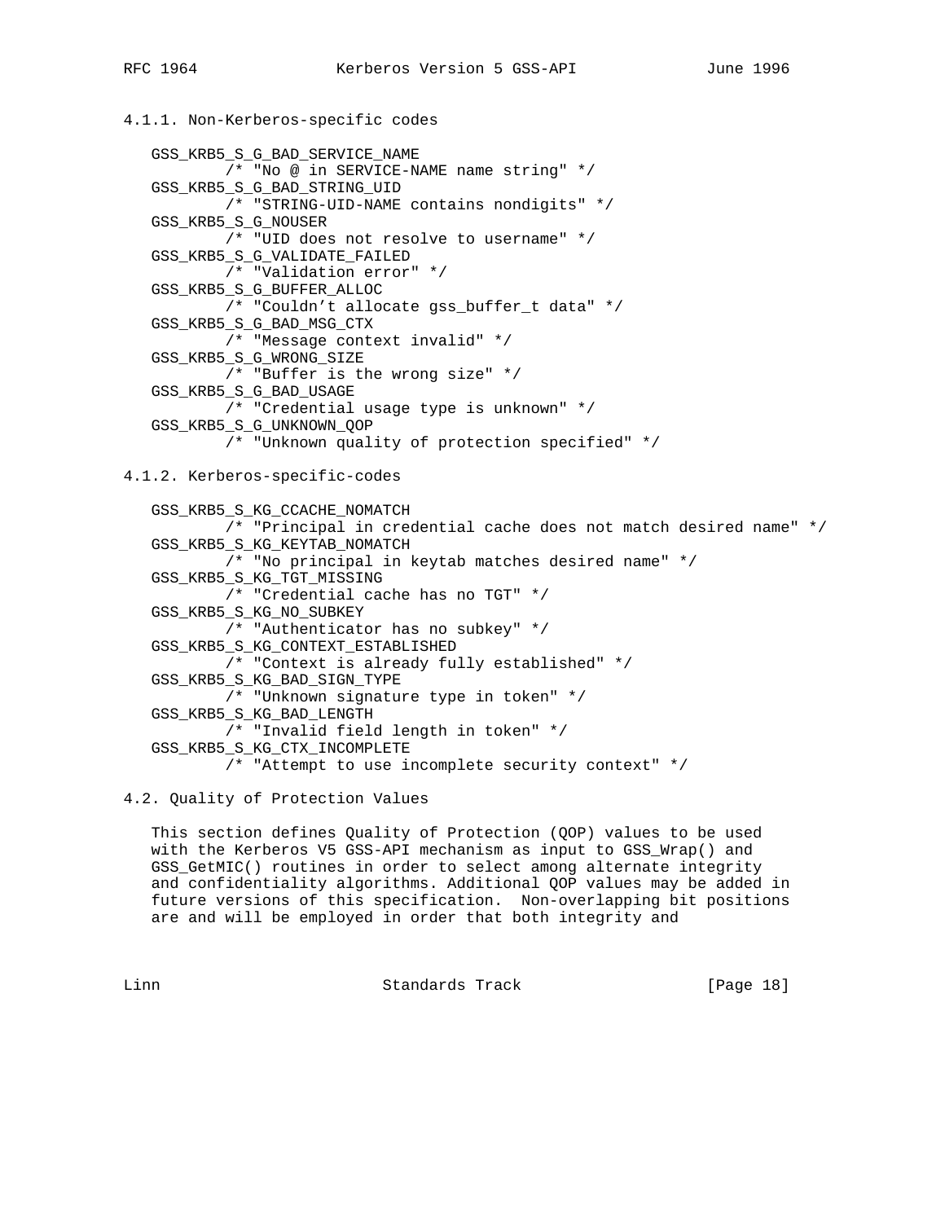#### 4.1.1. Non-Kerberos-specific codes

```
GSS_KRB5_S_G_BAD_SERVICE_NAME
        /* "No @ in SERVICE-NAME name string" */
GSS_KRB5_S_G_BAD_STRING_UID
        /* "STRING-UID-NAME contains nondigits" */
GSS_KRB5_S_G_NOUSER
        /* "UID does not resolve to username" */
GSS_KRB5_S_G_VALIDATE_FAILED
        /* "Validation error" */
GSS_KRB5_S_G_BUFFER_ALLOC
        /* "Couldn't allocate gss_buffer_t data" */
GSS_KRB5_S_G_BAD_MSG_CTX
        /* "Message context invalid" */
GSS_KRB5_S_G_WRONG_SIZE
        /* "Buffer is the wrong size" */
GSS_KRB5_S_G_BAD_USAGE
        /* "Credential usage type is unknown" */
GSS_KRB5_S_G_UNKNOWN_QOP
        /* "Unknown quality of protection specified" */
```

#### 4.1.2. Kerberos-specific-codes

```
GSS_KRB5_S_KG_CCACHE_NOMATCH
        /* "Principal in credential cache does not match desired name" */
GSS_KRB5_S_KG_KEYTAB_NOMATCH
        /* "No principal in keytab matches desired name" */
GSS_KRB5_S_KG_TGT_MISSING
        /* "Credential cache has no TGT" */
GSS_KRB5_S_KG_NO_SUBKEY
        /* "Authenticator has no subkey" */
GSS_KRB5_S_KG_CONTEXT_ESTABLISHED
        /* "Context is already fully established" */
GSS_KRB5_S_KG_BAD_SIGN_TYPE
        /* "Unknown signature type in token" */
GSS_KRB5_S_KG_BAD_LENGTH
        /* "Invalid field length in token" */
GSS_KRB5_S_KG_CTX_INCOMPLETE
        /* "Attempt to use incomplete security context" */
```

### 4.2. Quality of Protection Values

This section defines Quality of Protection (QOP) values to be used with the Kerberos V5 GSS-API mechanism as input to GSS_Wrap() and GSS_GetMIC() routines in order to select among alternate integrity and confidentiality algorithms. Additional QOP values may be added in future versions of this specification. Non-overlapping bit positions are and will be employed in order that both integrity and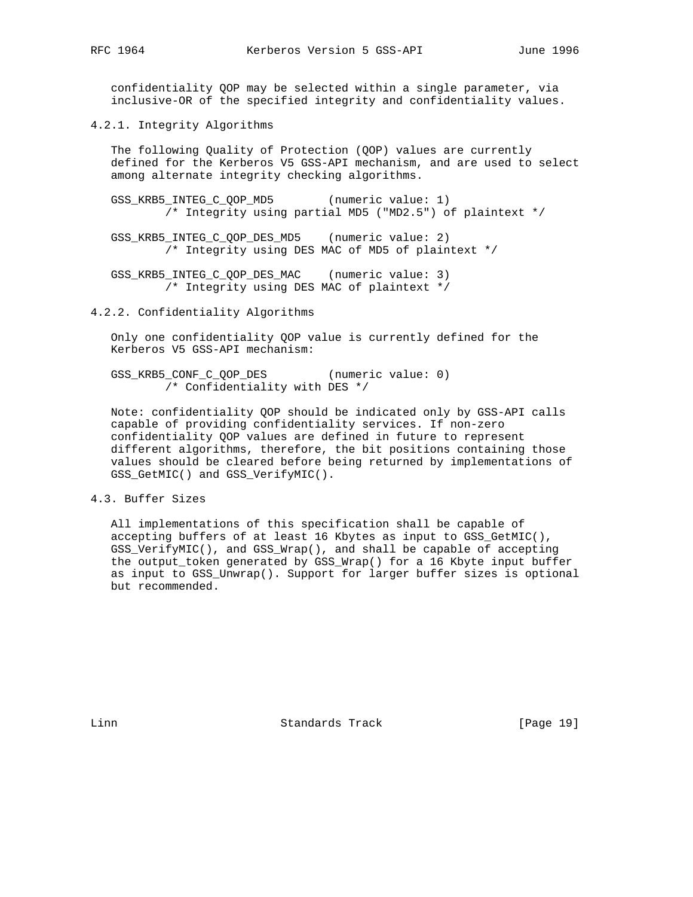confidentiality QOP may be selected within a single parameter, via inclusive-OR of the specified integrity and confidentiality values.

### 4.2.1. Integrity Algorithms

The following Quality of Protection (QOP) values are currently defined for the Kerberos V5 GSS-API mechanism, and are used to select among alternate integrity checking algorithms.

```
GSS_KRB5_INTEG_C_QOP_MD5        (numeric value: 1)
        /* Integrity using partial MD5 ("MD2.5") of plaintext */

GSS_KRB5_INTEG_C_QOP_DES_MD5    (numeric value: 2)
        /* Integrity using DES MAC of MD5 of plaintext */

GSS_KRB5_INTEG_C_QOP_DES_MAC    (numeric value: 3)
        /* Integrity using DES MAC of plaintext */
```

### 4.2.2. Confidentiality Algorithms

Only one confidentiality QOP value is currently defined for the Kerberos V5 GSS-API mechanism:

```
GSS_KRB5_CONF_C_QOP_DES         (numeric value: 0)
        /* Confidentiality with DES */
```

Note: confidentiality QOP should be indicated only by GSS-API calls capable of providing confidentiality services. If non-zero confidentiality QOP values are defined in future to represent different algorithms, therefore, the bit positions containing those values should be cleared before being returned by implementations of GSS_GetMIC() and GSS_VerifyMIC().

## 4.3. Buffer Sizes

All implementations of this specification shall be capable of accepting buffers of at least 16 Kbytes as input to GSS_GetMIC(), GSS_VerifyMIC(), and GSS_Wrap(), and shall be capable of accepting the output_token generated by GSS_Wrap() for a 16 Kbyte input buffer as input to GSS_Unwrap(). Support for larger buffer sizes is optional but recommended.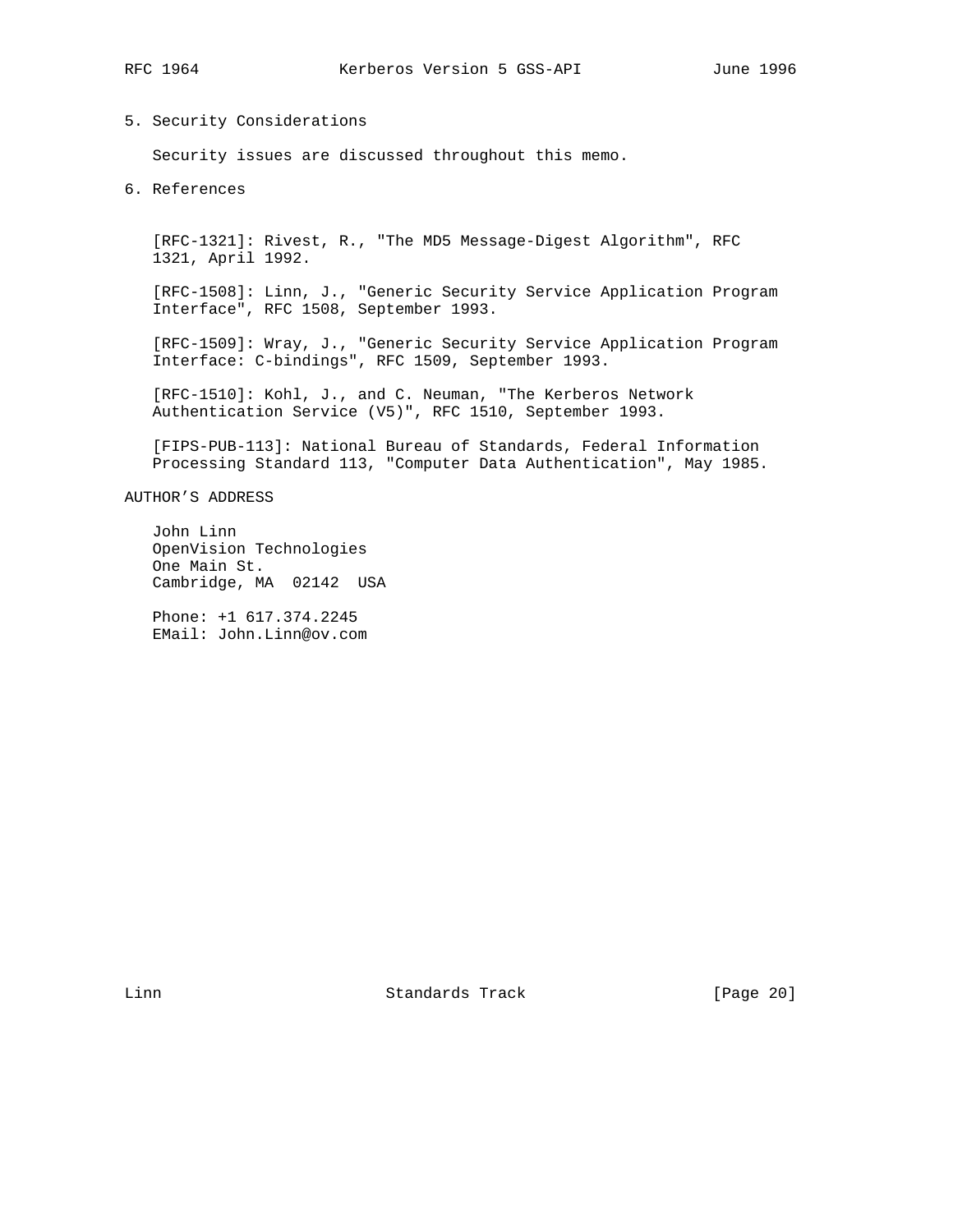## 5. Security Considerations

Security issues are discussed throughout this memo.

## 6. References

[RFC-1321]: Rivest, R., "The MD5 Message-Digest Algorithm", RFC 1321, April 1992.

[RFC-1508]: Linn, J., "Generic Security Service Application Program Interface", RFC 1508, September 1993.

[RFC-1509]: Wray, J., "Generic Security Service Application Program Interface: C-bindings", RFC 1509, September 1993.

[RFC-1510]: Kohl, J., and C. Neuman, "The Kerberos Network Authentication Service (V5)", RFC 1510, September 1993.

[FIPS-PUB-113]: National Bureau of Standards, Federal Information Processing Standard 113, "Computer Data Authentication", May 1985.

## AUTHOR'S ADDRESS

John Linn
OpenVision Technologies
One Main St.
Cambridge, MA  02142  USA

Phone: +1 617.374.2245
EMail: John.Linn@ov.com